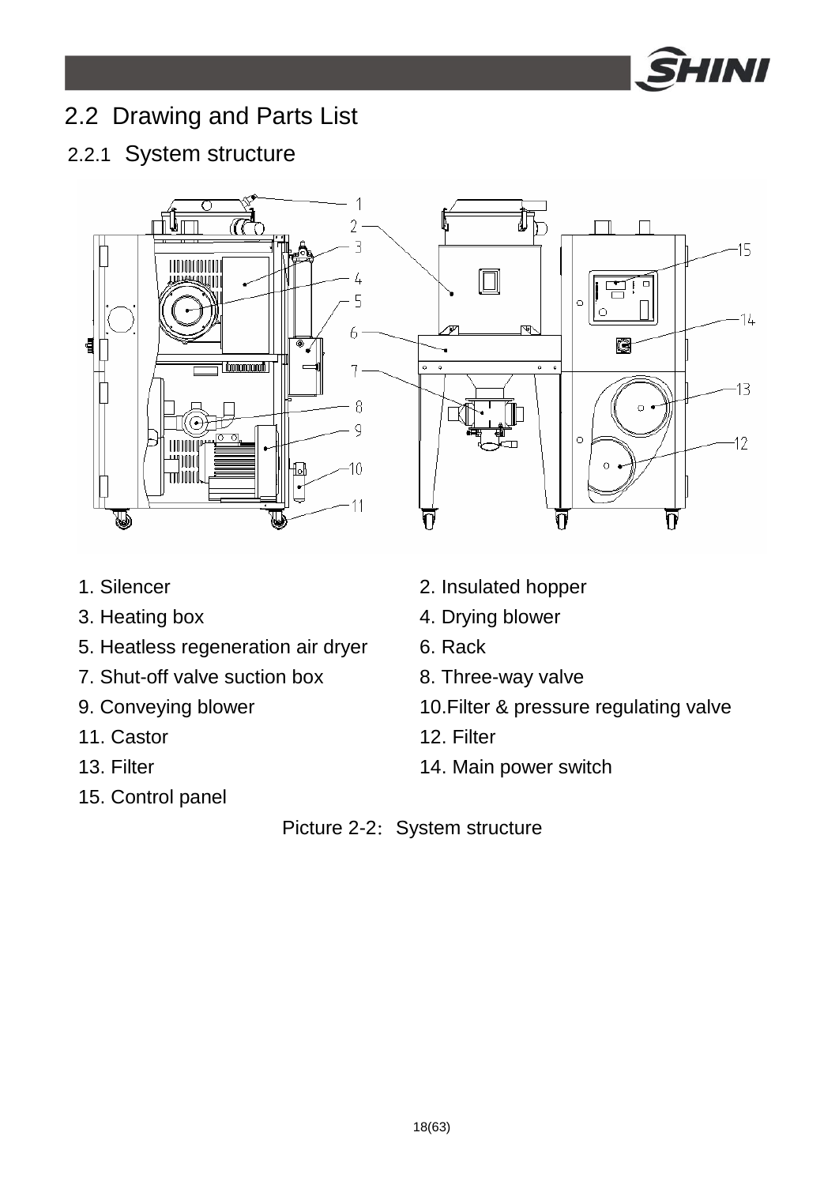## 2.2 Drawing and Parts List

### 2.2.1 System structure

1. Silencer
2. Insulated hopper
3. Heating box
4. Drying blower
5. Heatless regeneration air dryer
6. Rack
7. Shut-off valve suction box
8. Three-way valve
9. Conveying blower
10. Filter & pressure regulating valve
11. Castor
12. Filter
13. Filter
14. Main power switch
15. Control panel

Picture 2-2: System structure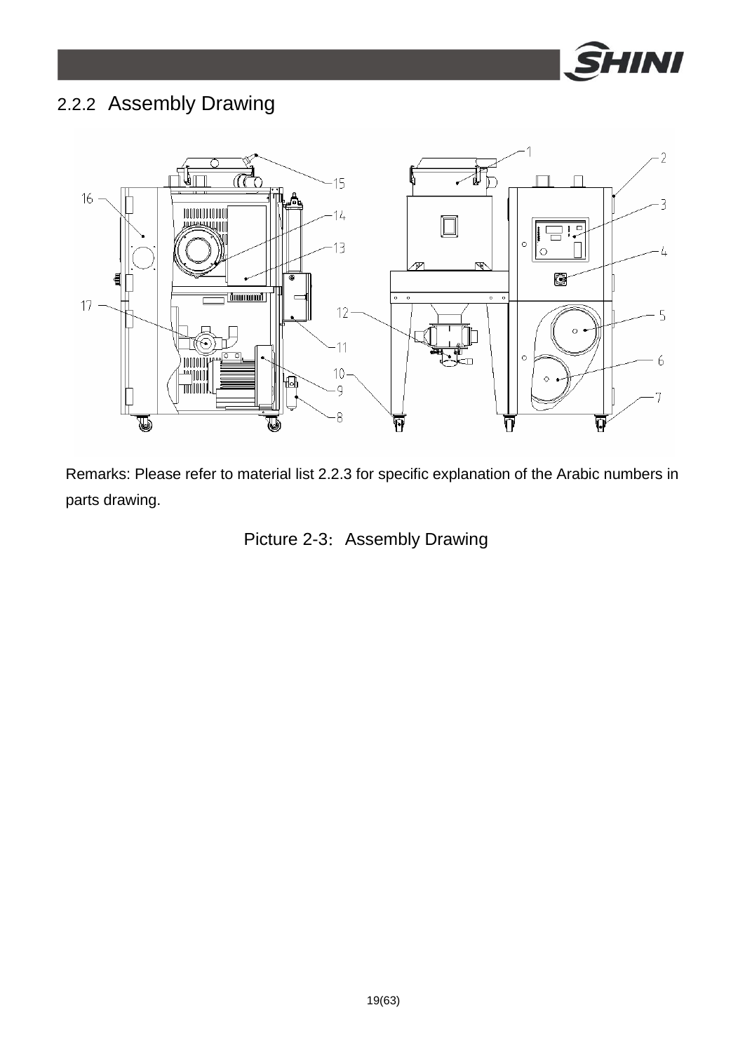### 2.2.2 Assembly Drawing

Remarks: Please refer to material list 2.2.3 for specific explanation of the Arabic numbers in parts drawing.

Picture 2-3: Assembly Drawing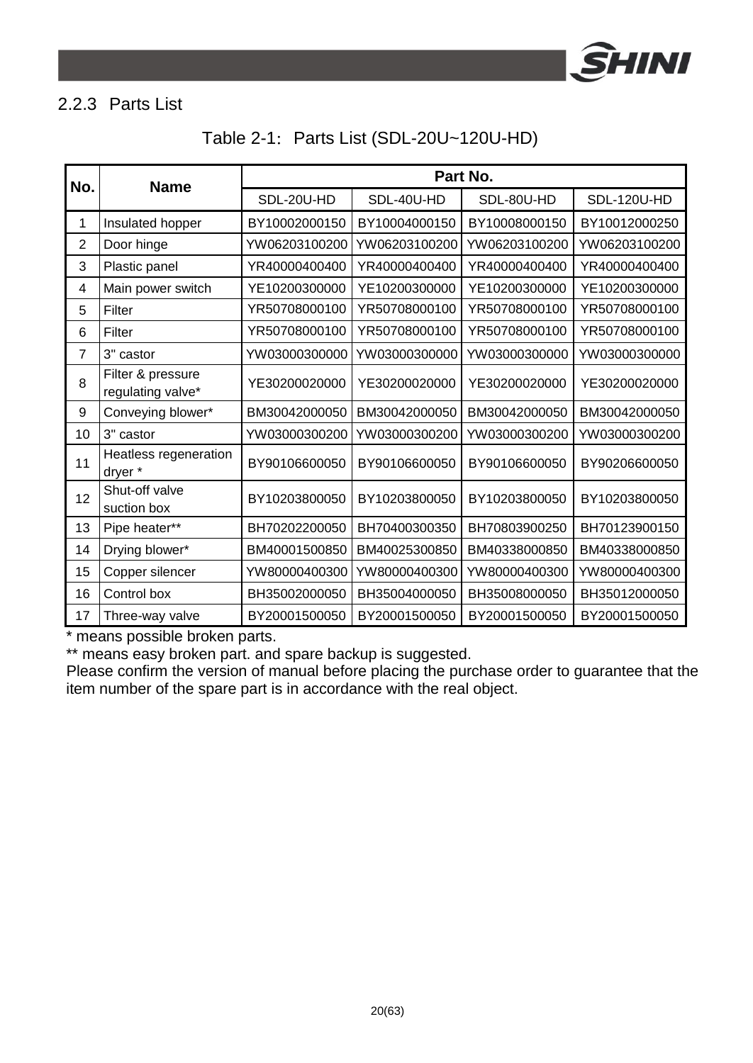### 2.2.3 Parts List

Table 2-1: Parts List (SDL-20U~120U-HD)

| No. | Name | Part No. | | | |
|---|---|---|---|---|---|
| | | SDL-20U-HD | SDL-40U-HD | SDL-80U-HD | SDL-120U-HD |
| 1 | Insulated hopper | BY10002000150 | BY10004000150 | BY10008000150 | BY10012000250 |
| 2 | Door hinge | YW06203100200 | YW06203100200 | YW06203100200 | YW06203100200 |
| 3 | Plastic panel | YR40000400400 | YR40000400400 | YR40000400400 | YR40000400400 |
| 4 | Main power switch | YE10200300000 | YE10200300000 | YE10200300000 | YE10200300000 |
| 5 | Filter | YR50708000100 | YR50708000100 | YR50708000100 | YR50708000100 |
| 6 | Filter | YR50708000100 | YR50708000100 | YR50708000100 | YR50708000100 |
| 7 | 3" castor | YW03000300000 | YW03000300000 | YW03000300000 | YW03000300000 |
| 8 | Filter & pressure regulating valve* | YE30200020000 | YE30200020000 | YE30200020000 | YE30200020000 |
| 9 | Conveying blower* | BM30042000050 | BM30042000050 | BM30042000050 | BM30042000050 |
| 10 | 3" castor | YW03000300200 | YW03000300200 | YW03000300200 | YW03000300200 |
| 11 | Heatless regeneration dryer * | BY90106600050 | BY90106600050 | BY90106600050 | BY90206600050 |
| 12 | Shut-off valve suction box | BY10203800050 | BY10203800050 | BY10203800050 | BY10203800050 |
| 13 | Pipe heater** | BH70202200050 | BH70400300350 | BH70803900250 | BH70123900150 |
| 14 | Drying blower* | BM40001500850 | BM40025300850 | BM40338000850 | BM40338000850 |
| 15 | Copper silencer | YW80000400300 | YW80000400300 | YW80000400300 | YW80000400300 |
| 16 | Control box | BH35002000050 | BH35004000050 | BH35008000050 | BH35012000050 |
| 17 | Three-way valve | BY20001500050 | BY20001500050 | BY20001500050 | BY20001500050 |

* means possible broken parts.

** means easy broken part. and spare backup is suggested.

Please confirm the version of manual before placing the purchase order to guarantee that the item number of the spare part is in accordance with the real object.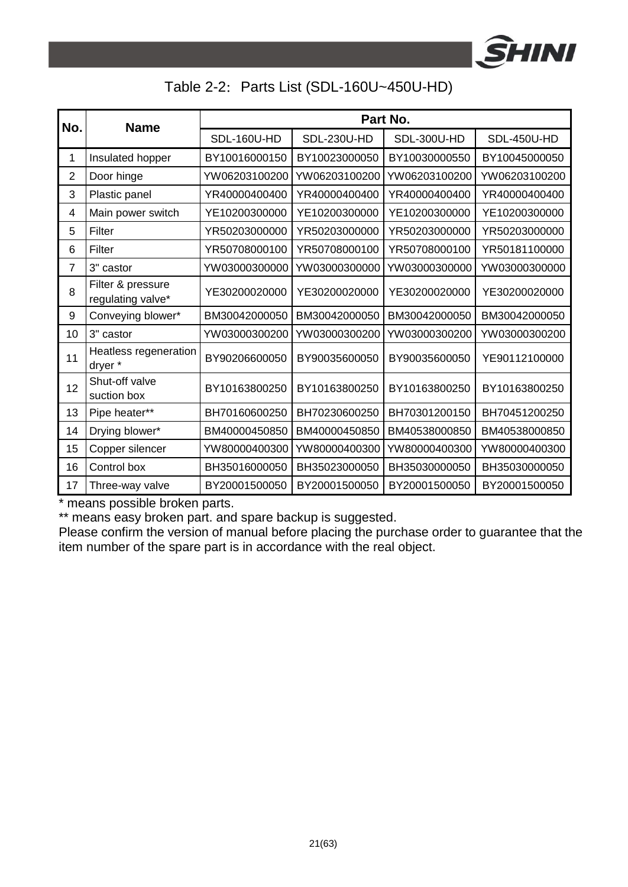Table 2-2: Parts List (SDL-160U~450U-HD)

| No. | Name | Part No. | | | |
|---|---|---|---|---|---|
| | | SDL-160U-HD | SDL-230U-HD | SDL-300U-HD | SDL-450U-HD |
| 1 | Insulated hopper | BY10016000150 | BY10023000050 | BY10030000550 | BY10045000050 |
| 2 | Door hinge | YW06203100200 | YW06203100200 | YW06203100200 | YW06203100200 |
| 3 | Plastic panel | YR40000400400 | YR40000400400 | YR40000400400 | YR40000400400 |
| 4 | Main power switch | YE10200300000 | YE10200300000 | YE10200300000 | YE10200300000 |
| 5 | Filter | YR50203000000 | YR50203000000 | YR50203000000 | YR50203000000 |
| 6 | Filter | YR50708000100 | YR50708000100 | YR50708000100 | YR50181100000 |
| 7 | 3" castor | YW03000300000 | YW03000300000 | YW03000300000 | YW03000300000 |
| 8 | Filter & pressure regulating valve* | YE30200020000 | YE30200020000 | YE30200020000 | YE30200020000 |
| 9 | Conveying blower* | BM30042000050 | BM30042000050 | BM30042000050 | BM30042000050 |
| 10 | 3" castor | YW03000300200 | YW03000300200 | YW03000300200 | YW03000300200 |
| 11 | Heatless regeneration dryer * | BY90206600050 | BY90035600050 | BY90035600050 | YE90112100000 |
| 12 | Shut-off valve suction box | BY10163800250 | BY10163800250 | BY10163800250 | BY10163800250 |
| 13 | Pipe heater** | BH70160600250 | BH70230600250 | BH70301200150 | BH70451200250 |
| 14 | Drying blower* | BM40000450850 | BM40000450850 | BM40538000850 | BM40538000850 |
| 15 | Copper silencer | YW80000400300 | YW80000400300 | YW80000400300 | YW80000400300 |
| 16 | Control box | BH35016000050 | BH35023000050 | BH35030000050 | BH35030000050 |
| 17 | Three-way valve | BY20001500050 | BY20001500050 | BY20001500050 | BY20001500050 |

* means possible broken parts.

** means easy broken part. and spare backup is suggested.

Please confirm the version of manual before placing the purchase order to guarantee that the item number of the spare part is in accordance with the real object.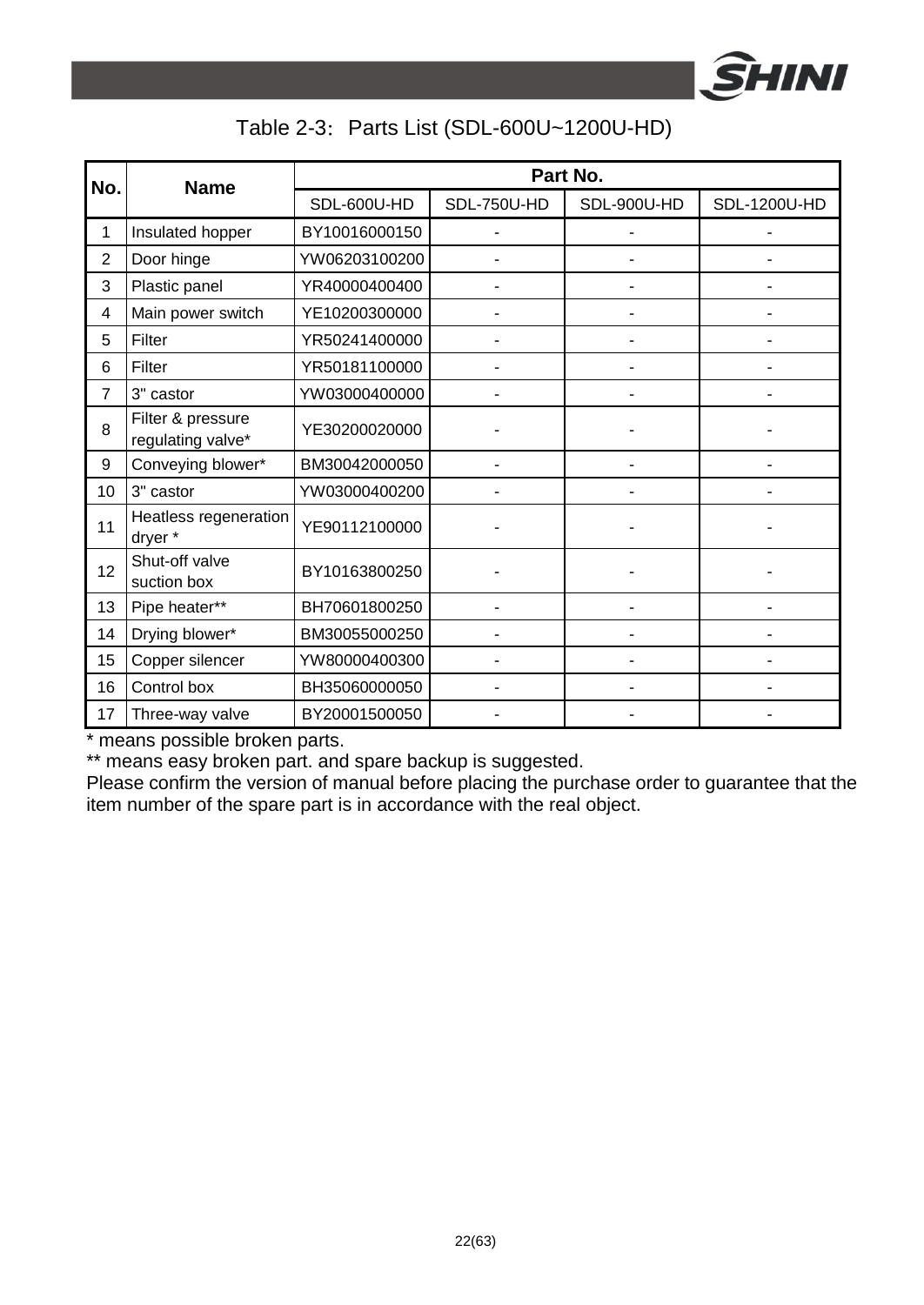Table 2-3: Parts List (SDL-600U~1200U-HD)

| No. | Name | Part No. | | | |
|---|---|---|---|---|---|
| | | SDL-600U-HD | SDL-750U-HD | SDL-900U-HD | SDL-1200U-HD |
| 1 | Insulated hopper | BY10016000150 | - | - | - |
| 2 | Door hinge | YW06203100200 | - | - | - |
| 3 | Plastic panel | YR40000400400 | - | - | - |
| 4 | Main power switch | YE10200300000 | - | - | - |
| 5 | Filter | YR50241400000 | - | - | - |
| 6 | Filter | YR50181100000 | - | - | - |
| 7 | 3" castor | YW03000400000 | - | - | - |
| 8 | Filter & pressure regulating valve* | YE30200020000 | - | - | - |
| 9 | Conveying blower* | BM30042000050 | - | - | - |
| 10 | 3" castor | YW03000400200 | - | - | - |
| 11 | Heatless regeneration dryer * | YE90112100000 | - | - | - |
| 12 | Shut-off valve suction box | BY10163800250 | - | - | - |
| 13 | Pipe heater** | BH70601800250 | - | - | - |
| 14 | Drying blower* | BM30055000250 | - | - | - |
| 15 | Copper silencer | YW80000400300 | - | - | - |
| 16 | Control box | BH35060000050 | - | - | - |
| 17 | Three-way valve | BY20001500050 | - | - | - |

* means possible broken parts.

** means easy broken part. and spare backup is suggested.

Please confirm the version of manual before placing the purchase order to guarantee that the item number of the spare part is in accordance with the real object.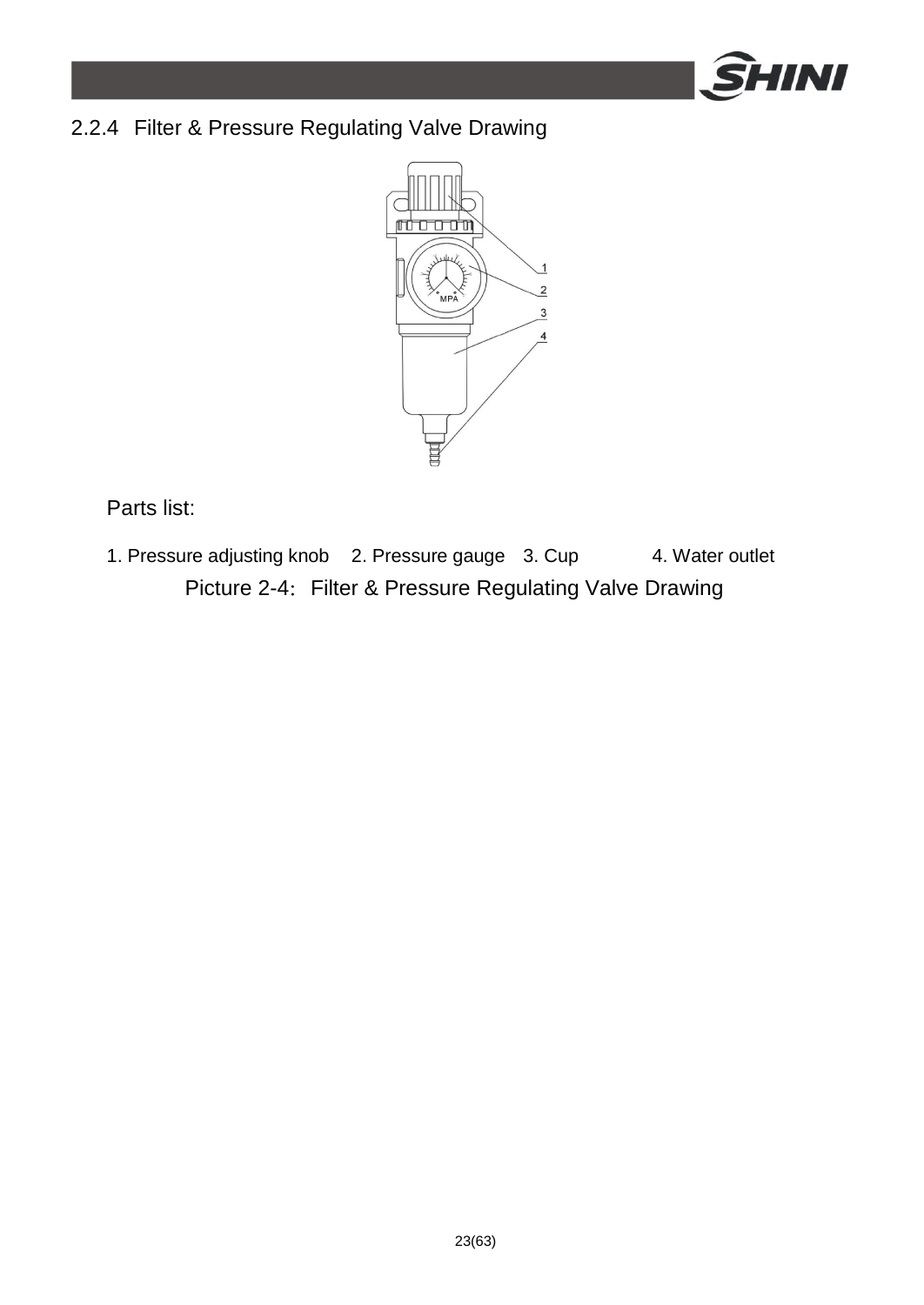## 2.2.4 Filter & Pressure Regulating Valve Drawing

Parts list:

1. Pressure adjusting knob 2. Pressure gauge 3. Cup 4. Water outlet

Picture 2-4: Filter & Pressure Regulating Valve Drawing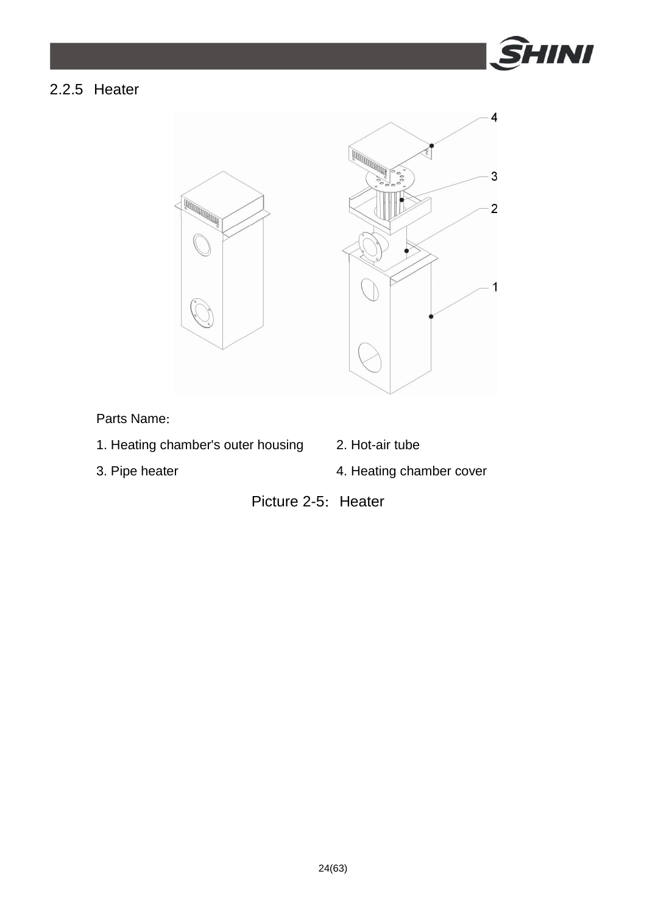## 2.2.5 Heater

4

3

2

1

Parts Name:

1. Heating chamber's outer housing
2. Hot-air tube
3. Pipe heater
4. Heating chamber cover

Picture 2-5: Heater